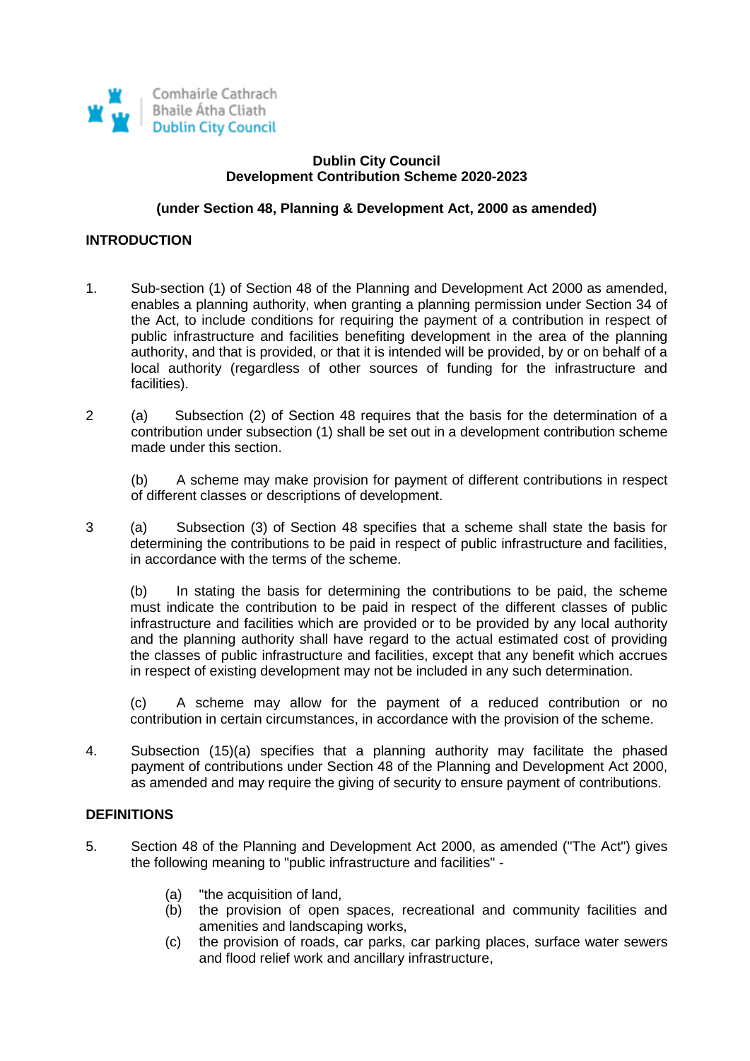Comhairle Cathrach
Bhaile Átha Cliath
Dublin City Council

**Dublin City Council**
**Development Contribution Scheme 2020-2023**

**(under Section 48, Planning & Development Act, 2000 as amended)**

## INTRODUCTION

1. Sub-section (1) of Section 48 of the Planning and Development Act 2000 as amended, enables a planning authority, when granting a planning permission under Section 34 of the Act, to include conditions for requiring the payment of a contribution in respect of public infrastructure and facilities benefiting development in the area of the planning authority, and that is provided, or that it is intended will be provided, by or on behalf of a local authority (regardless of other sources of funding for the infrastructure and facilities).

2 (a) Subsection (2) of Section 48 requires that the basis for the determination of a contribution under subsection (1) shall be set out in a development contribution scheme made under this section.

(b) A scheme may make provision for payment of different contributions in respect of different classes or descriptions of development.

3 (a) Subsection (3) of Section 48 specifies that a scheme shall state the basis for determining the contributions to be paid in respect of public infrastructure and facilities, in accordance with the terms of the scheme.

(b) In stating the basis for determining the contributions to be paid, the scheme must indicate the contribution to be paid in respect of the different classes of public infrastructure and facilities which are provided or to be provided by any local authority and the planning authority shall have regard to the actual estimated cost of providing the classes of public infrastructure and facilities, except that any benefit which accrues in respect of existing development may not be included in any such determination.

(c) A scheme may allow for the payment of a reduced contribution or no contribution in certain circumstances, in accordance with the provision of the scheme.

4. Subsection (15)(a) specifies that a planning authority may facilitate the phased payment of contributions under Section 48 of the Planning and Development Act 2000, as amended and may require the giving of security to ensure payment of contributions.

## DEFINITIONS

5. Section 48 of the Planning and Development Act 2000, as amended ("The Act") gives the following meaning to "public infrastructure and facilities" -

   (a) "the acquisition of land,
   (b) the provision of open spaces, recreational and community facilities and amenities and landscaping works,
   (c) the provision of roads, car parks, car parking places, surface water sewers and flood relief work and ancillary infrastructure,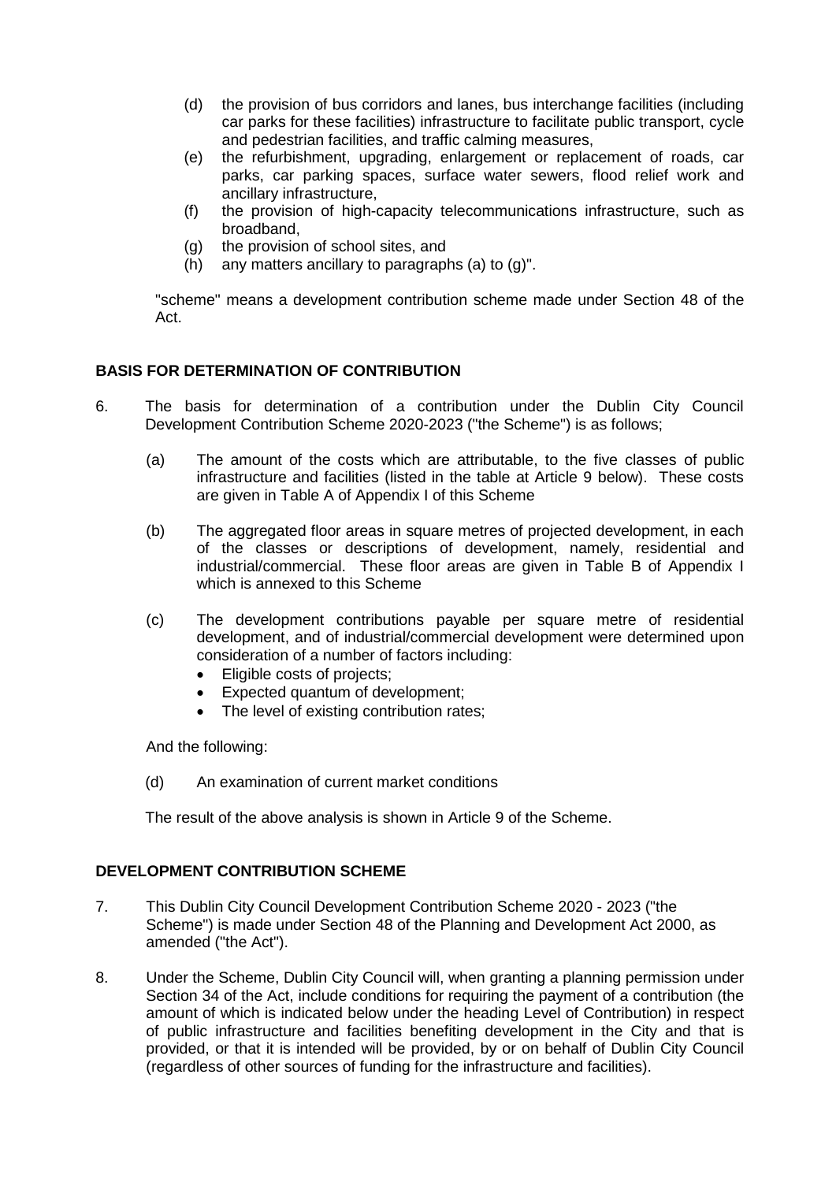(d) the provision of bus corridors and lanes, bus interchange facilities (including car parks for these facilities) infrastructure to facilitate public transport, cycle and pedestrian facilities, and traffic calming measures,

(e) the refurbishment, upgrading, enlargement or replacement of roads, car parks, car parking spaces, surface water sewers, flood relief work and ancillary infrastructure,

(f) the provision of high-capacity telecommunications infrastructure, such as broadband,

(g) the provision of school sites, and

(h) any matters ancillary to paragraphs (a) to (g)".

"scheme" means a development contribution scheme made under Section 48 of the Act.

## BASIS FOR DETERMINATION OF CONTRIBUTION

6. The basis for determination of a contribution under the Dublin City Council Development Contribution Scheme 2020-2023 ("the Scheme") is as follows;

   (a) The amount of the costs which are attributable, to the five classes of public infrastructure and facilities (listed in the table at Article 9 below). These costs are given in Table A of Appendix I of this Scheme

   (b) The aggregated floor areas in square metres of projected development, in each of the classes or descriptions of development, namely, residential and industrial/commercial. These floor areas are given in Table B of Appendix I which is annexed to this Scheme

   (c) The development contributions payable per square metre of residential development, and of industrial/commercial development were determined upon consideration of a number of factors including:
      - Eligible costs of projects;
      - Expected quantum of development;
      - The level of existing contribution rates;

   And the following:

   (d) An examination of current market conditions

   The result of the above analysis is shown in Article 9 of the Scheme.

## DEVELOPMENT CONTRIBUTION SCHEME

7. This Dublin City Council Development Contribution Scheme 2020 - 2023 ("the Scheme") is made under Section 48 of the Planning and Development Act 2000, as amended ("the Act").

8. Under the Scheme, Dublin City Council will, when granting a planning permission under Section 34 of the Act, include conditions for requiring the payment of a contribution (the amount of which is indicated below under the heading Level of Contribution) in respect of public infrastructure and facilities benefiting development in the City and that is provided, or that it is intended will be provided, by or on behalf of Dublin City Council (regardless of other sources of funding for the infrastructure and facilities).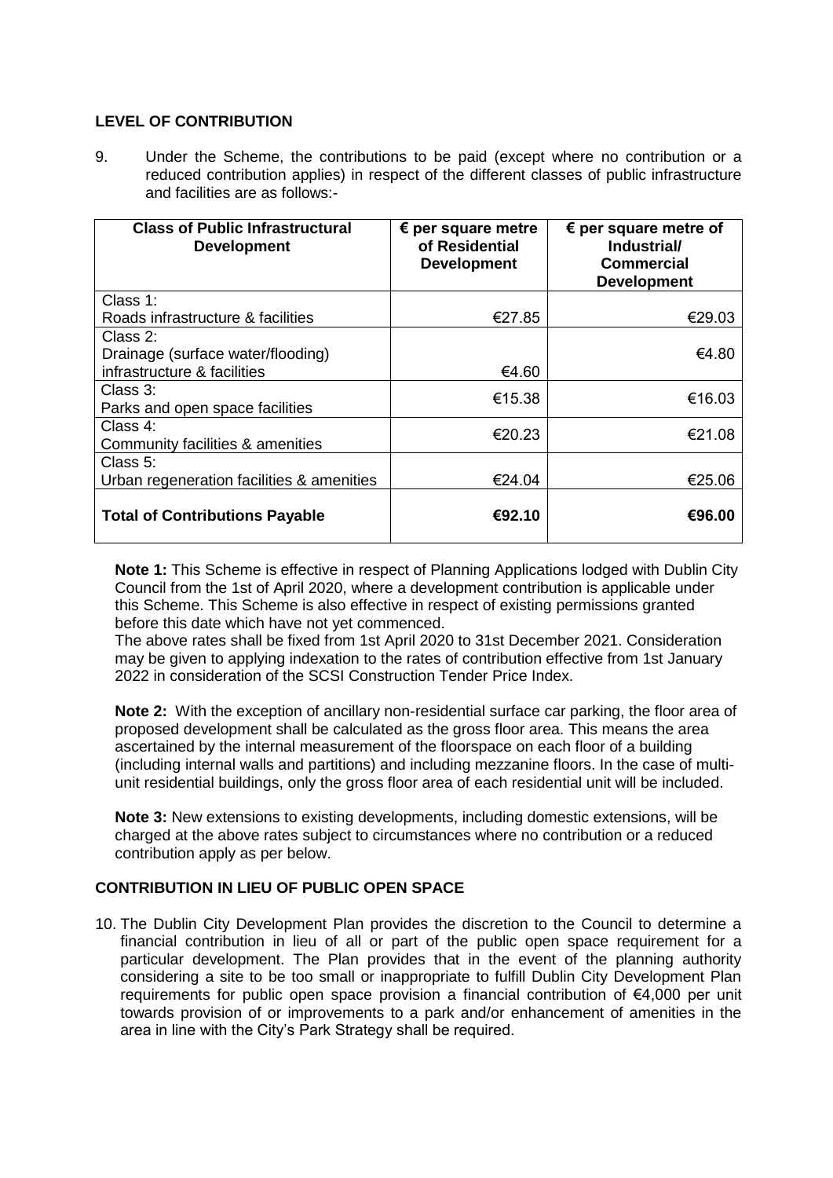## LEVEL OF CONTRIBUTION

9. Under the Scheme, the contributions to be paid (except where no contribution or a reduced contribution applies) in respect of the different classes of public infrastructure and facilities are as follows:-

| Class of Public Infrastructural Development | € per square metre of Residential Development | € per square metre of Industrial/ Commercial Development |
|---|---|---|
| Class 1: Roads infrastructure & facilities | €27.85 | €29.03 |
| Class 2: Drainage (surface water/flooding) infrastructure & facilities | €4.60 | €4.80 |
| Class 3: Parks and open space facilities | €15.38 | €16.03 |
| Class 4: Community facilities & amenities | €20.23 | €21.08 |
| Class 5: Urban regeneration facilities & amenities | €24.04 | €25.06 |
| **Total of Contributions Payable** | **€92.10** | **€96.00** |

**Note 1:** This Scheme is effective in respect of Planning Applications lodged with Dublin City Council from the 1st of April 2020, where a development contribution is applicable under this Scheme. This Scheme is also effective in respect of existing permissions granted before this date which have not yet commenced.
The above rates shall be fixed from 1st April 2020 to 31st December 2021. Consideration may be given to applying indexation to the rates of contribution effective from 1st January 2022 in consideration of the SCSI Construction Tender Price Index.

**Note 2:** With the exception of ancillary non-residential surface car parking, the floor area of proposed development shall be calculated as the gross floor area. This means the area ascertained by the internal measurement of the floorspace on each floor of a building (including internal walls and partitions) and including mezzanine floors. In the case of multi-unit residential buildings, only the gross floor area of each residential unit will be included.

**Note 3:** New extensions to existing developments, including domestic extensions, will be charged at the above rates subject to circumstances where no contribution or a reduced contribution apply as per below.

## CONTRIBUTION IN LIEU OF PUBLIC OPEN SPACE

10. The Dublin City Development Plan provides the discretion to the Council to determine a financial contribution in lieu of all or part of the public open space requirement for a particular development. The Plan provides that in the event of the planning authority considering a site to be too small or inappropriate to fulfill Dublin City Development Plan requirements for public open space provision a financial contribution of €4,000 per unit towards provision of or improvements to a park and/or enhancement of amenities in the area in line with the City's Park Strategy shall be required.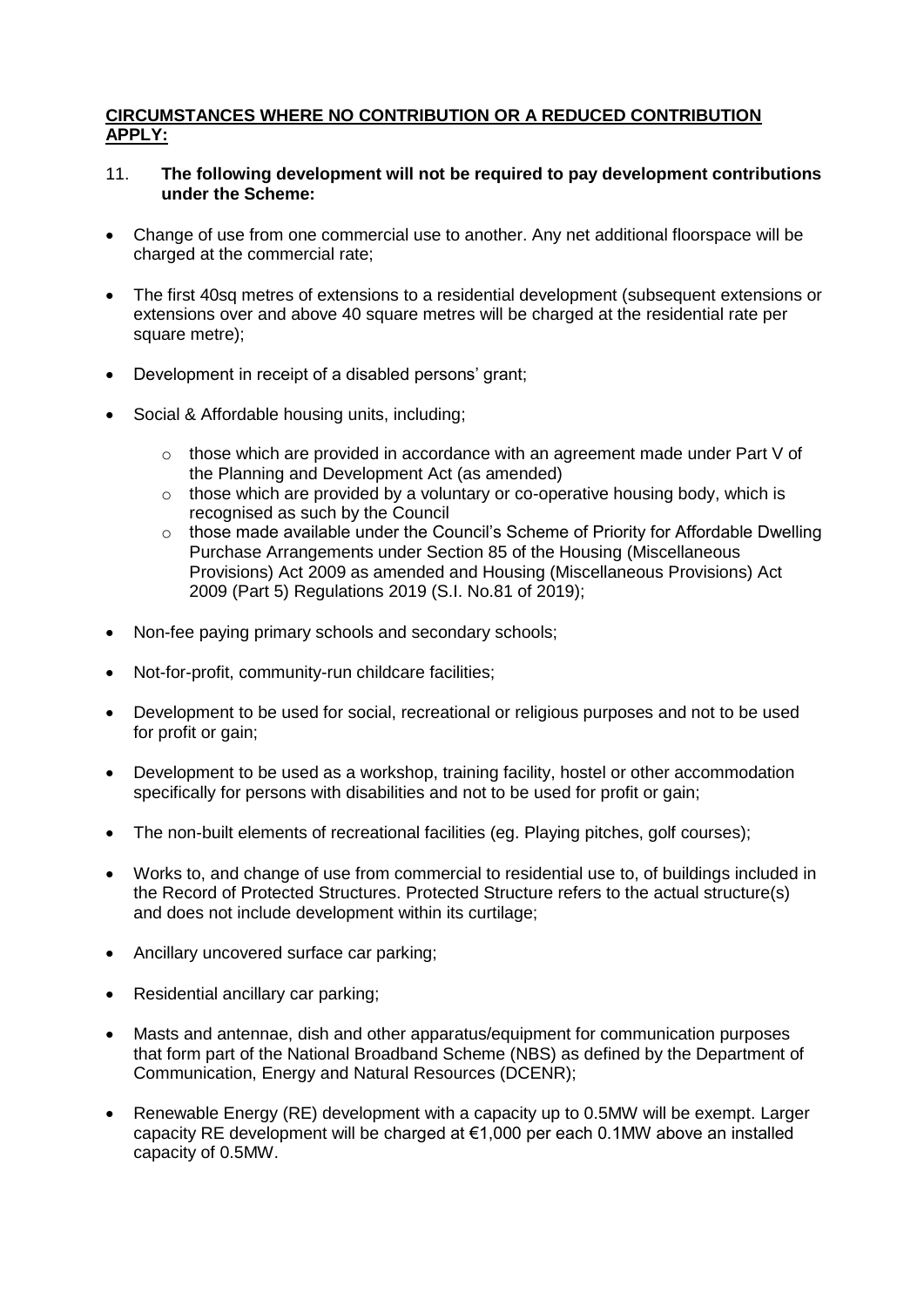**CIRCUMSTANCES WHERE NO CONTRIBUTION OR A REDUCED CONTRIBUTION APPLY:**

11. **The following development will not be required to pay development contributions under the Scheme:**

- Change of use from one commercial use to another. Any net additional floorspace will be charged at the commercial rate;
- The first 40sq metres of extensions to a residential development (subsequent extensions or extensions over and above 40 square metres will be charged at the residential rate per square metre);
- Development in receipt of a disabled persons' grant;
- Social & Affordable housing units, including;
    - those which are provided in accordance with an agreement made under Part V of the Planning and Development Act (as amended)
    - those which are provided by a voluntary or co-operative housing body, which is recognised as such by the Council
    - those made available under the Council's Scheme of Priority for Affordable Dwelling Purchase Arrangements under Section 85 of the Housing (Miscellaneous Provisions) Act 2009 as amended and Housing (Miscellaneous Provisions) Act 2009 (Part 5) Regulations 2019 (S.I. No.81 of 2019);
- Non-fee paying primary schools and secondary schools;
- Not-for-profit, community-run childcare facilities;
- Development to be used for social, recreational or religious purposes and not to be used for profit or gain;
- Development to be used as a workshop, training facility, hostel or other accommodation specifically for persons with disabilities and not to be used for profit or gain;
- The non-built elements of recreational facilities (eg. Playing pitches, golf courses);
- Works to, and change of use from commercial to residential use to, of buildings included in the Record of Protected Structures. Protected Structure refers to the actual structure(s) and does not include development within its curtilage;
- Ancillary uncovered surface car parking;
- Residential ancillary car parking;
- Masts and antennae, dish and other apparatus/equipment for communication purposes that form part of the National Broadband Scheme (NBS) as defined by the Department of Communication, Energy and Natural Resources (DCENR);
- Renewable Energy (RE) development with a capacity up to 0.5MW will be exempt. Larger capacity RE development will be charged at €1,000 per each 0.1MW above an installed capacity of 0.5MW.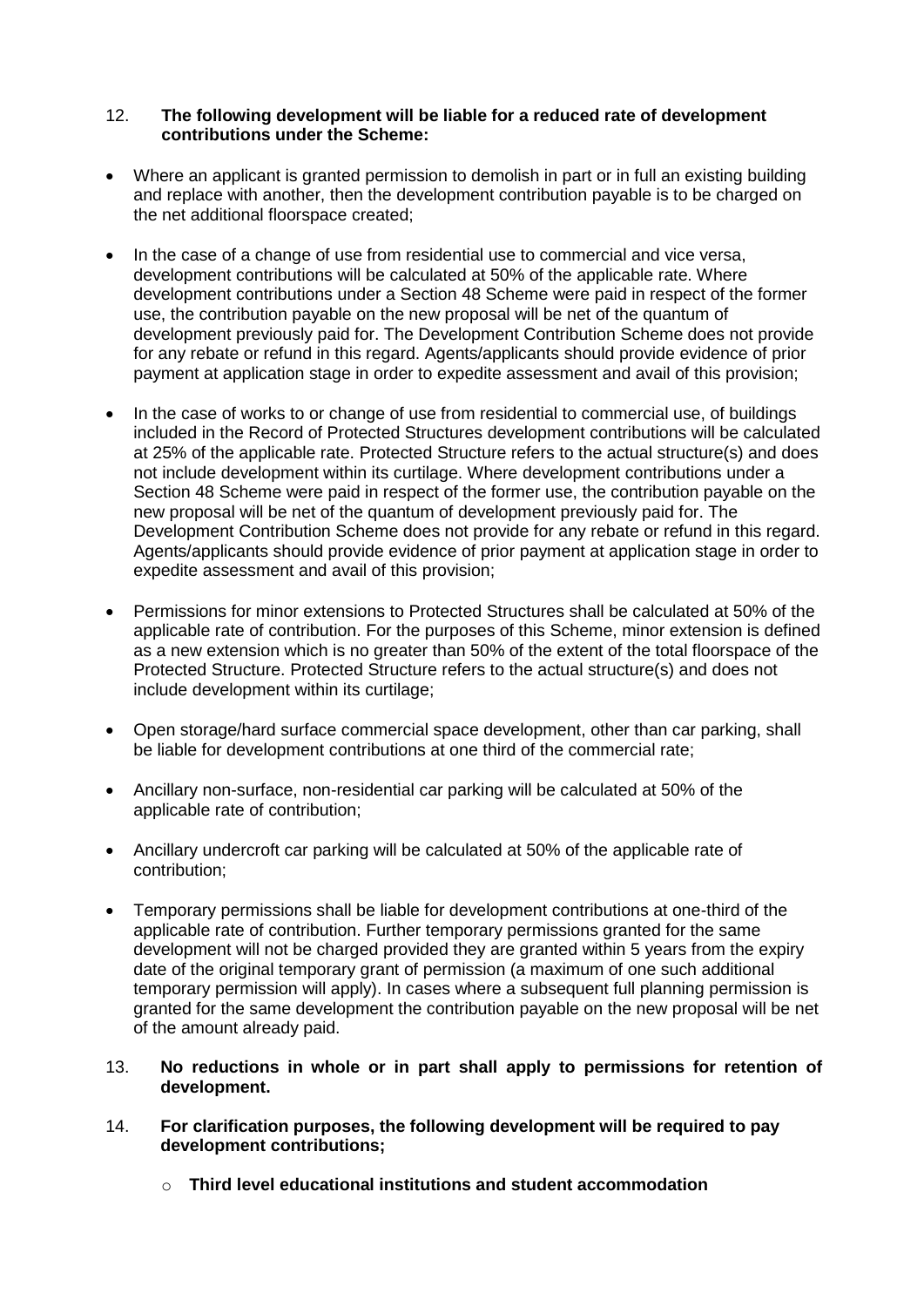12. **The following development will be liable for a reduced rate of development contributions under the Scheme:**

- Where an applicant is granted permission to demolish in part or in full an existing building and replace with another, then the development contribution payable is to be charged on the net additional floorspace created;

- In the case of a change of use from residential use to commercial and vice versa, development contributions will be calculated at 50% of the applicable rate. Where development contributions under a Section 48 Scheme were paid in respect of the former use, the contribution payable on the new proposal will be net of the quantum of development previously paid for. The Development Contribution Scheme does not provide for any rebate or refund in this regard. Agents/applicants should provide evidence of prior payment at application stage in order to expedite assessment and avail of this provision;

- In the case of works to or change of use from residential to commercial use, of buildings included in the Record of Protected Structures development contributions will be calculated at 25% of the applicable rate. Protected Structure refers to the actual structure(s) and does not include development within its curtilage. Where development contributions under a Section 48 Scheme were paid in respect of the former use, the contribution payable on the new proposal will be net of the quantum of development previously paid for. The Development Contribution Scheme does not provide for any rebate or refund in this regard. Agents/applicants should provide evidence of prior payment at application stage in order to expedite assessment and avail of this provision;

- Permissions for minor extensions to Protected Structures shall be calculated at 50% of the applicable rate of contribution. For the purposes of this Scheme, minor extension is defined as a new extension which is no greater than 50% of the extent of the total floorspace of the Protected Structure. Protected Structure refers to the actual structure(s) and does not include development within its curtilage;

- Open storage/hard surface commercial space development, other than car parking, shall be liable for development contributions at one third of the commercial rate;

- Ancillary non-surface, non-residential car parking will be calculated at 50% of the applicable rate of contribution;

- Ancillary undercroft car parking will be calculated at 50% of the applicable rate of contribution;

- Temporary permissions shall be liable for development contributions at one-third of the applicable rate of contribution. Further temporary permissions granted for the same development will not be charged provided they are granted within 5 years from the expiry date of the original temporary grant of permission (a maximum of one such additional temporary permission will apply). In cases where a subsequent full planning permission is granted for the same development the contribution payable on the new proposal will be net of the amount already paid.

13. **No reductions in whole or in part shall apply to permissions for retention of development.**

14. **For clarification purposes, the following development will be required to pay development contributions;**

    - **Third level educational institutions and student accommodation**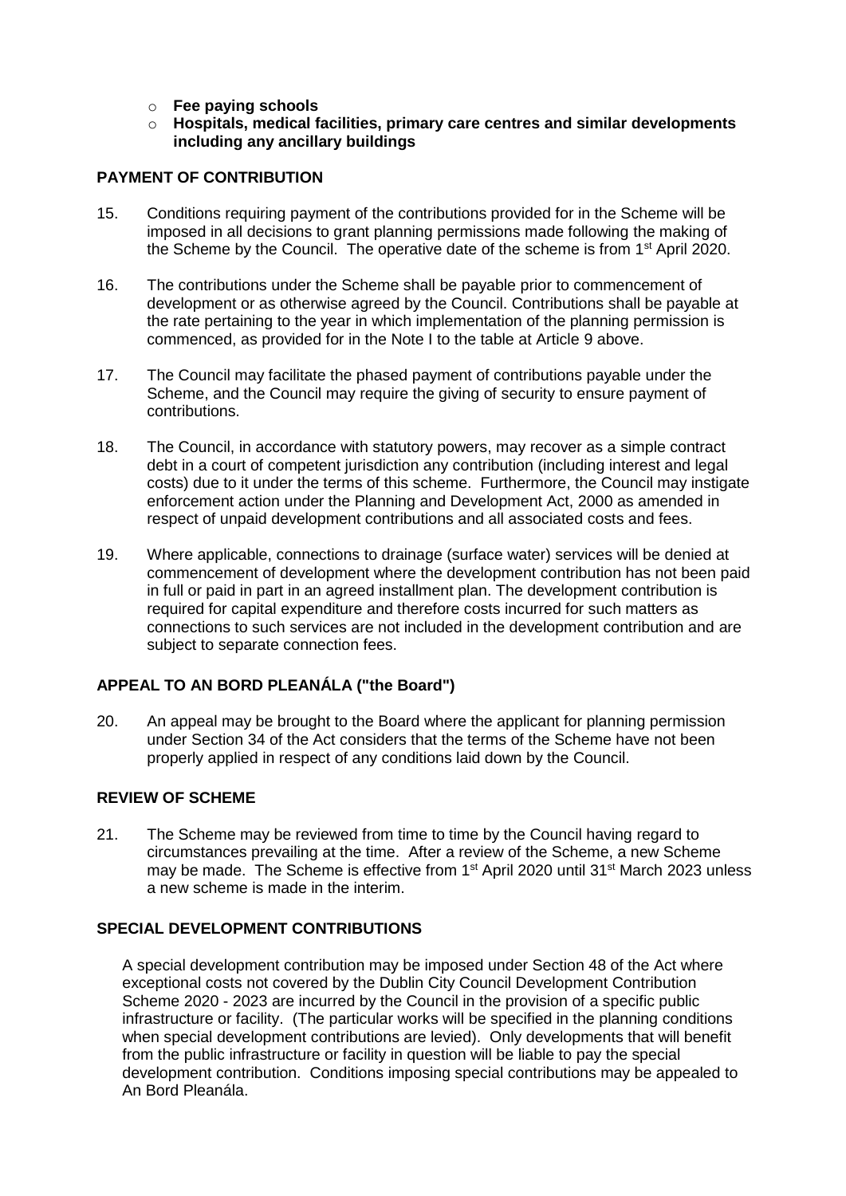- **Fee paying schools**
- **Hospitals, medical facilities, primary care centres and similar developments including any ancillary buildings**

## PAYMENT OF CONTRIBUTION

15. Conditions requiring payment of the contributions provided for in the Scheme will be imposed in all decisions to grant planning permissions made following the making of the Scheme by the Council. The operative date of the scheme is from 1st April 2020.

16. The contributions under the Scheme shall be payable prior to commencement of development or as otherwise agreed by the Council. Contributions shall be payable at the rate pertaining to the year in which implementation of the planning permission is commenced, as provided for in the Note I to the table at Article 9 above.

17. The Council may facilitate the phased payment of contributions payable under the Scheme, and the Council may require the giving of security to ensure payment of contributions.

18. The Council, in accordance with statutory powers, may recover as a simple contract debt in a court of competent jurisdiction any contribution (including interest and legal costs) due to it under the terms of this scheme. Furthermore, the Council may instigate enforcement action under the Planning and Development Act, 2000 as amended in respect of unpaid development contributions and all associated costs and fees.

19. Where applicable, connections to drainage (surface water) services will be denied at commencement of development where the development contribution has not been paid in full or paid in part in an agreed installment plan. The development contribution is required for capital expenditure and therefore costs incurred for such matters as connections to such services are not included in the development contribution and are subject to separate connection fees.

## APPEAL TO AN BORD PLEANÁLA ("the Board")

20. An appeal may be brought to the Board where the applicant for planning permission under Section 34 of the Act considers that the terms of the Scheme have not been properly applied in respect of any conditions laid down by the Council.

## REVIEW OF SCHEME

21. The Scheme may be reviewed from time to time by the Council having regard to circumstances prevailing at the time. After a review of the Scheme, a new Scheme may be made. The Scheme is effective from 1st April 2020 until 31st March 2023 unless a new scheme is made in the interim.

## SPECIAL DEVELOPMENT CONTRIBUTIONS

A special development contribution may be imposed under Section 48 of the Act where exceptional costs not covered by the Dublin City Council Development Contribution Scheme 2020 - 2023 are incurred by the Council in the provision of a specific public infrastructure or facility. (The particular works will be specified in the planning conditions when special development contributions are levied). Only developments that will benefit from the public infrastructure or facility in question will be liable to pay the special development contribution. Conditions imposing special contributions may be appealed to An Bord Pleanála.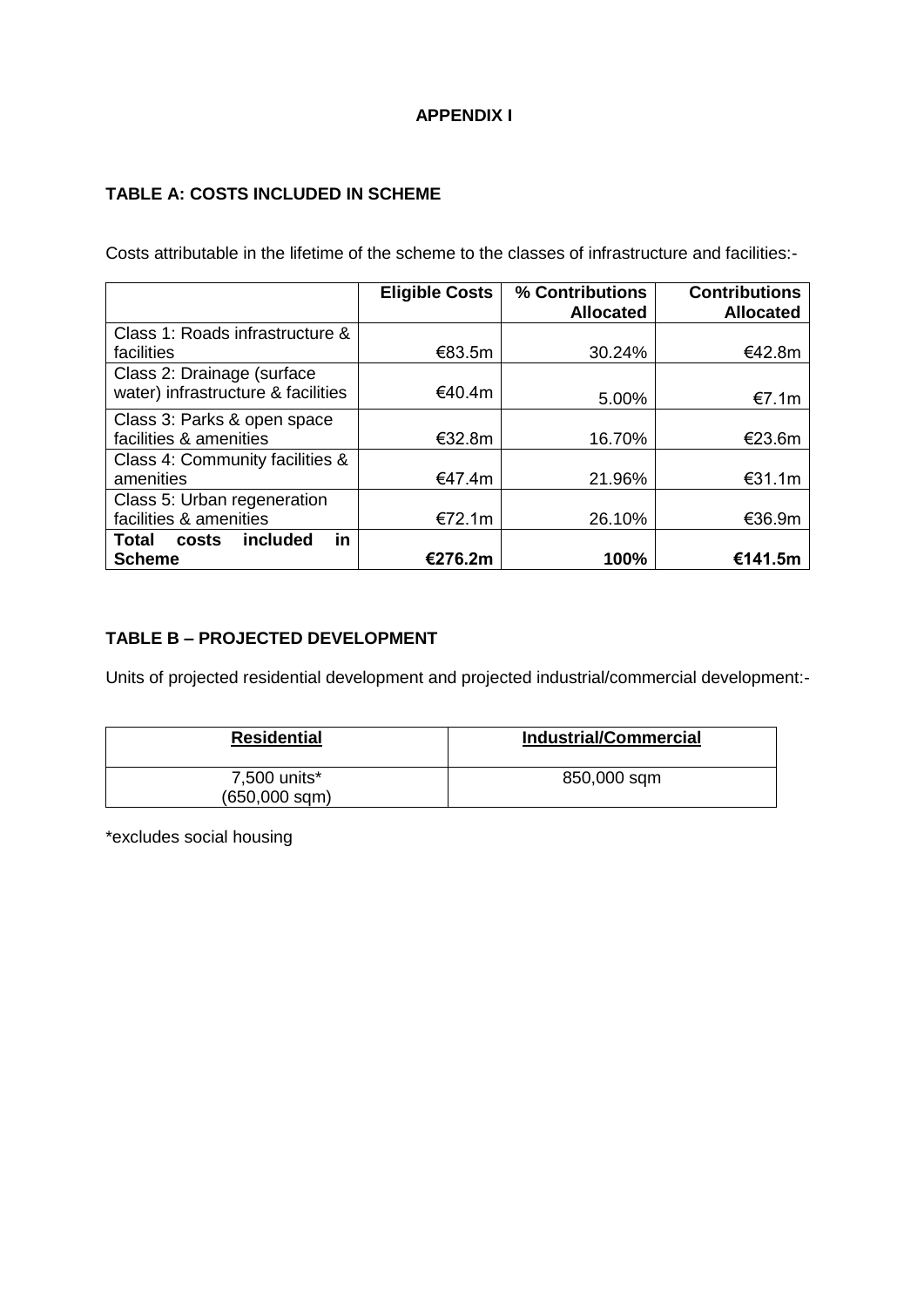**APPENDIX I**

**TABLE A: COSTS INCLUDED IN SCHEME**

Costs attributable in the lifetime of the scheme to the classes of infrastructure and facilities:-

| | Eligible Costs | % Contributions Allocated | Contributions Allocated |
|---|---|---|---|
| Class 1: Roads infrastructure & facilities | €83.5m | 30.24% | €42.8m |
| Class 2: Drainage (surface water) infrastructure & facilities | €40.4m | 5.00% | €7.1m |
| Class 3: Parks & open space facilities & amenities | €32.8m | 16.70% | €23.6m |
| Class 4: Community facilities & amenities | €47.4m | 21.96% | €31.1m |
| Class 5: Urban regeneration facilities & amenities | €72.1m | 26.10% | €36.9m |
| **Total costs included in Scheme** | **€276.2m** | **100%** | **€141.5m** |

**TABLE B – PROJECTED DEVELOPMENT**

Units of projected residential development and projected industrial/commercial development:-

| Residential | Industrial/Commercial |
|---|---|
| 7,500 units* (650,000 sqm) | 850,000 sqm |

*excludes social housing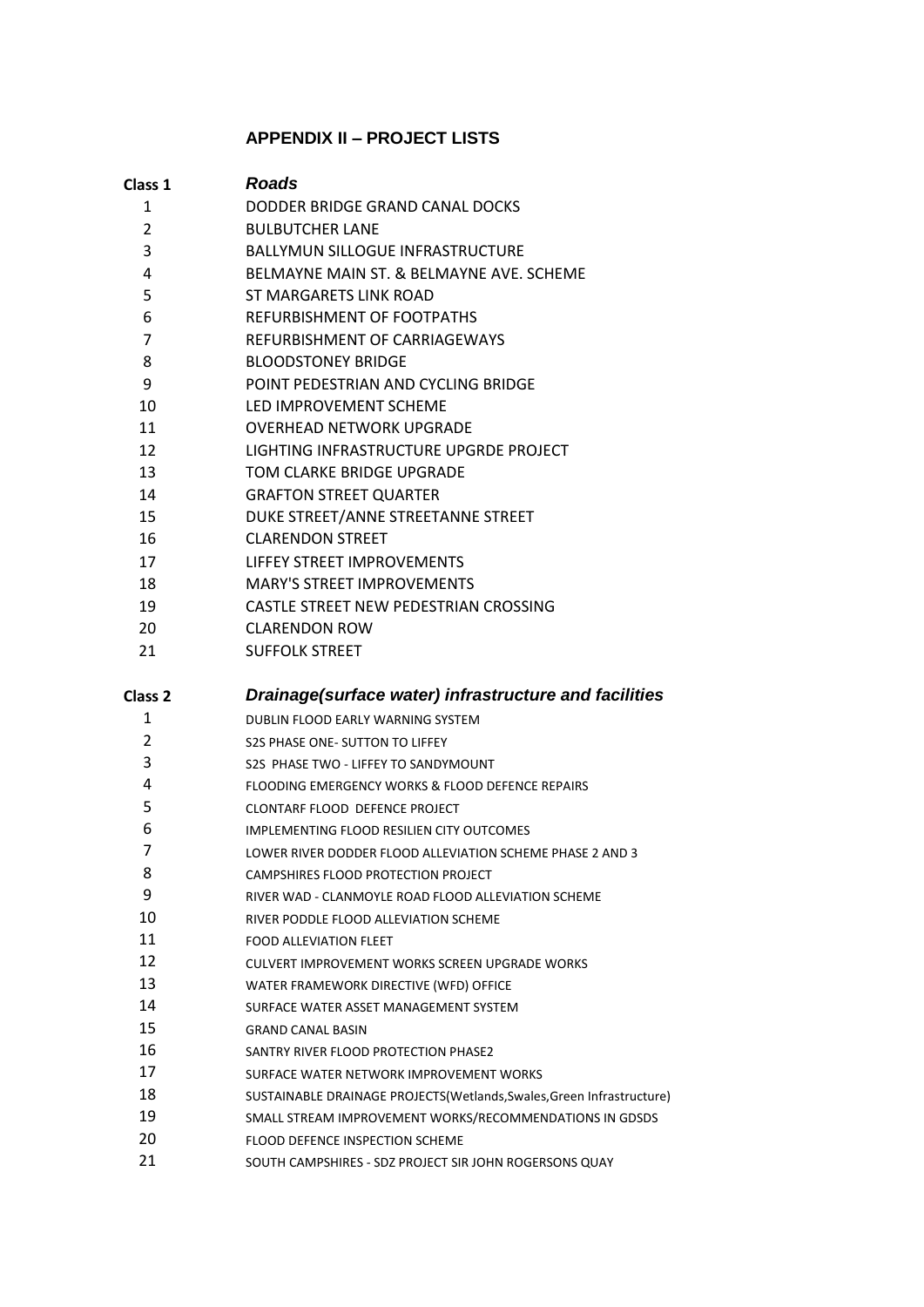## APPENDIX II – PROJECT LISTS

| Class 1 | *Roads* |
|---|---|
| 1 | DODDER BRIDGE GRAND CANAL DOCKS |
| 2 | BULBUTCHER LANE |
| 3 | BALLYMUN SILLOGUE INFRASTRUCTURE |
| 4 | BELMAYNE MAIN ST. & BELMAYNE AVE. SCHEME |
| 5 | ST MARGARETS LINK ROAD |
| 6 | REFURBISHMENT OF FOOTPATHS |
| 7 | REFURBISHMENT OF CARRIAGEWAYS |
| 8 | BLOODSTONEY BRIDGE |
| 9 | POINT PEDESTRIAN AND CYCLING BRIDGE |
| 10 | LED IMPROVEMENT SCHEME |
| 11 | OVERHEAD NETWORK UPGRADE |
| 12 | LIGHTING INFRASTRUCTURE UPGRDE PROJECT |
| 13 | TOM CLARKE BRIDGE UPGRADE |
| 14 | GRAFTON STREET QUARTER |
| 15 | DUKE STREET/ANNE STREETANNE STREET |
| 16 | CLARENDON STREET |
| 17 | LIFFEY STREET IMPROVEMENTS |
| 18 | MARY'S STREET IMPROVEMENTS |
| 19 | CASTLE STREET NEW PEDESTRIAN CROSSING |
| 20 | CLARENDON ROW |
| 21 | SUFFOLK STREET |

| Class 2 | *Drainage(surface water) infrastructure and facilities* |
|---|---|
| 1 | DUBLIN FLOOD EARLY WARNING SYSTEM |
| 2 | S2S PHASE ONE- SUTTON TO LIFFEY |
| 3 | S2S PHASE TWO - LIFFEY TO SANDYMOUNT |
| 4 | FLOODING EMERGENCY WORKS & FLOOD DEFENCE REPAIRS |
| 5 | CLONTARF FLOOD DEFENCE PROJECT |
| 6 | IMPLEMENTING FLOOD RESILIEN CITY OUTCOMES |
| 7 | LOWER RIVER DODDER FLOOD ALLEVIATION SCHEME PHASE 2 AND 3 |
| 8 | CAMPSHIRES FLOOD PROTECTION PROJECT |
| 9 | RIVER WAD - CLANMOYLE ROAD FLOOD ALLEVIATION SCHEME |
| 10 | RIVER PODDLE FLOOD ALLEVIATION SCHEME |
| 11 | FOOD ALLEVIATION FLEET |
| 12 | CULVERT IMPROVEMENT WORKS SCREEN UPGRADE WORKS |
| 13 | WATER FRAMEWORK DIRECTIVE (WFD) OFFICE |
| 14 | SURFACE WATER ASSET MANAGEMENT SYSTEM |
| 15 | GRAND CANAL BASIN |
| 16 | SANTRY RIVER FLOOD PROTECTION PHASE2 |
| 17 | SURFACE WATER NETWORK IMPROVEMENT WORKS |
| 18 | SUSTAINABLE DRAINAGE PROJECTS(Wetlands,Swales,Green Infrastructure) |
| 19 | SMALL STREAM IMPROVEMENT WORKS/RECOMMENDATIONS IN GDSDS |
| 20 | FLOOD DEFENCE INSPECTION SCHEME |
| 21 | SOUTH CAMPSHIRES - SDZ PROJECT SIR JOHN ROGERSONS QUAY |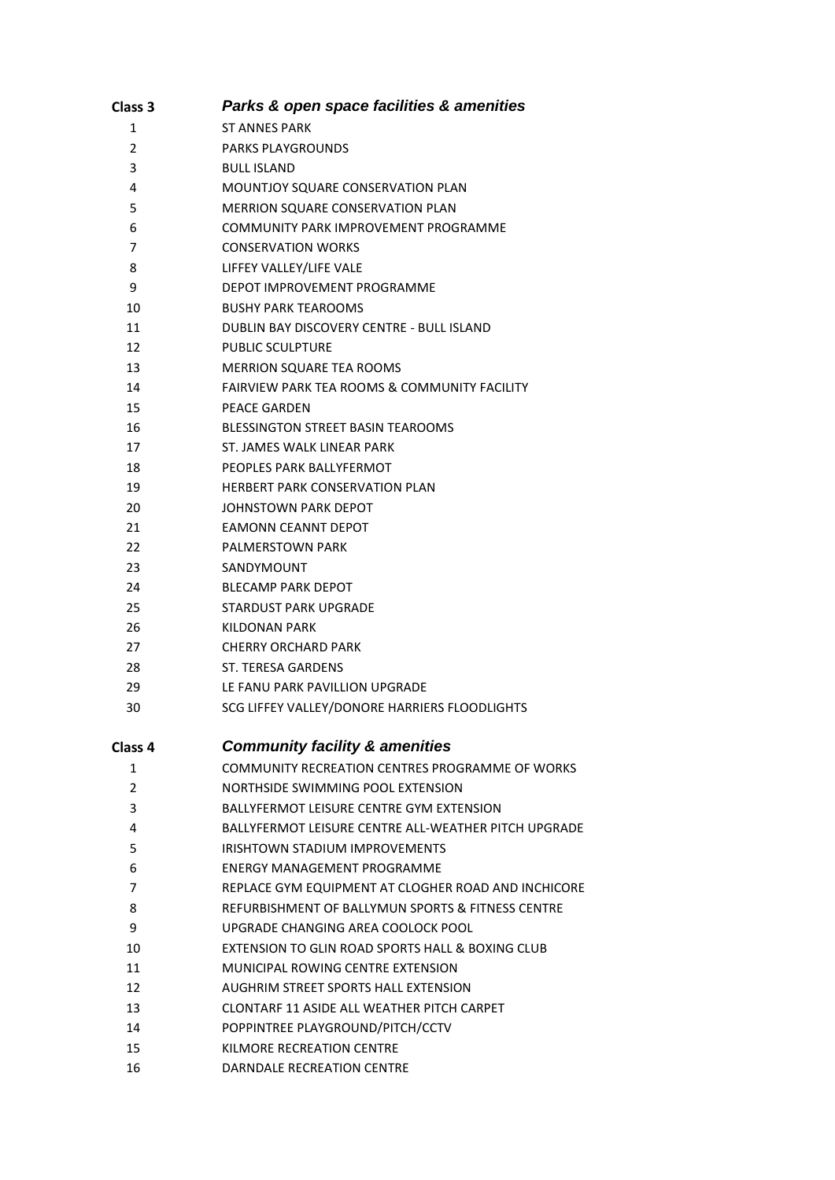| Class 3 | *Parks & open space facilities & amenities* |
|---|---|
| 1 | ST ANNES PARK |
| 2 | PARKS PLAYGROUNDS |
| 3 | BULL ISLAND |
| 4 | MOUNTJOY SQUARE CONSERVATION PLAN |
| 5 | MERRION SQUARE CONSERVATION PLAN |
| 6 | COMMUNITY PARK IMPROVEMENT PROGRAMME |
| 7 | CONSERVATION WORKS |
| 8 | LIFFEY VALLEY/LIFE VALE |
| 9 | DEPOT IMPROVEMENT PROGRAMME |
| 10 | BUSHY PARK TEAROOMS |
| 11 | DUBLIN BAY DISCOVERY CENTRE - BULL ISLAND |
| 12 | PUBLIC SCULPTURE |
| 13 | MERRION SQUARE TEA ROOMS |
| 14 | FAIRVIEW PARK TEA ROOMS & COMMUNITY FACILITY |
| 15 | PEACE GARDEN |
| 16 | BLESSINGTON STREET BASIN TEAROOMS |
| 17 | ST. JAMES WALK LINEAR PARK |
| 18 | PEOPLES PARK BALLYFERMOT |
| 19 | HERBERT PARK CONSERVATION PLAN |
| 20 | JOHNSTOWN PARK DEPOT |
| 21 | EAMONN CEANNT DEPOT |
| 22 | PALMERSTOWN PARK |
| 23 | SANDYMOUNT |
| 24 | BLECAMP PARK DEPOT |
| 25 | STARDUST PARK UPGRADE |
| 26 | KILDONAN PARK |
| 27 | CHERRY ORCHARD PARK |
| 28 | ST. TERESA GARDENS |
| 29 | LE FANU PARK PAVILLION UPGRADE |
| 30 | SCG LIFFEY VALLEY/DONORE HARRIERS FLOODLIGHTS |

| Class 4 | *Community facility & amenities* |
|---|---|
| 1 | COMMUNITY RECREATION CENTRES PROGRAMME OF WORKS |
| 2 | NORTHSIDE SWIMMING POOL EXTENSION |
| 3 | BALLYFERMOT LEISURE CENTRE GYM EXTENSION |
| 4 | BALLYFERMOT LEISURE CENTRE ALL-WEATHER PITCH UPGRADE |
| 5 | IRISHTOWN STADIUM IMPROVEMENTS |
| 6 | ENERGY MANAGEMENT PROGRAMME |
| 7 | REPLACE GYM EQUIPMENT AT CLOGHER ROAD AND INCHICORE |
| 8 | REFURBISHMENT OF BALLYMUN SPORTS & FITNESS CENTRE |
| 9 | UPGRADE CHANGING AREA COOLOCK POOL |
| 10 | EXTENSION TO GLIN ROAD SPORTS HALL & BOXING CLUB |
| 11 | MUNICIPAL ROWING CENTRE EXTENSION |
| 12 | AUGHRIM STREET SPORTS HALL EXTENSION |
| 13 | CLONTARF 11 ASIDE ALL WEATHER PITCH CARPET |
| 14 | POPPINTREE PLAYGROUND/PITCH/CCTV |
| 15 | KILMORE RECREATION CENTRE |
| 16 | DARNDALE RECREATION CENTRE |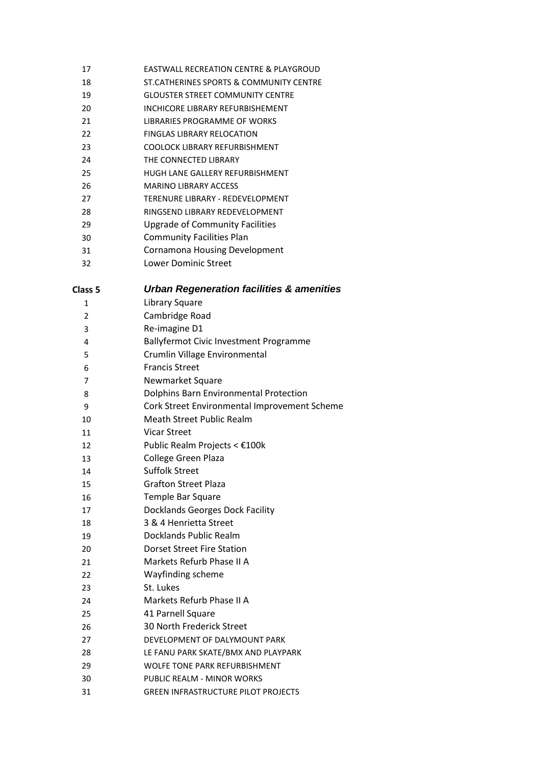| | |
|---|---|
| 17 | EASTWALL RECREATION CENTRE & PLAYGROUD |
| 18 | ST.CATHERINES SPORTS & COMMUNITY CENTRE |
| 19 | GLOUSTER STREET COMMUNITY CENTRE |
| 20 | INCHICORE LIBRARY REFURBISHEMENT |
| 21 | LIBRARIES PROGRAMME OF WORKS |
| 22 | FINGLAS LIBRARY RELOCATION |
| 23 | COOLOCK LIBRARY REFURBISHMENT |
| 24 | THE CONNECTED LIBRARY |
| 25 | HUGH LANE GALLERY REFURBISHMENT |
| 26 | MARINO LIBRARY ACCESS |
| 27 | TERENURE LIBRARY - REDEVELOPMENT |
| 28 | RINGSEND LIBRARY REDEVELOPMENT |
| 29 | Upgrade of Community Facilities |
| 30 | Community Facilities Plan |
| 31 | Cornamona Housing Development |
| 32 | Lower Dominic Street |
| **Class 5** | ***Urban Regeneration facilities & amenities*** |
| 1 | Library Square |
| 2 | Cambridge Road |
| 3 | Re-imagine D1 |
| 4 | Ballyfermot Civic Investment Programme |
| 5 | Crumlin Village Environmental |
| 6 | Francis Street |
| 7 | Newmarket Square |
| 8 | Dolphins Barn Environmental Protection |
| 9 | Cork Street Environmental Improvement Scheme |
| 10 | Meath Street Public Realm |
| 11 | Vicar Street |
| 12 | Public Realm Projects < €100k |
| 13 | College Green Plaza |
| 14 | Suffolk Street |
| 15 | Grafton Street Plaza |
| 16 | Temple Bar Square |
| 17 | Docklands Georges Dock Facility |
| 18 | 3 & 4 Henrietta Street |
| 19 | Docklands Public Realm |
| 20 | Dorset Street Fire Station |
| 21 | Markets Refurb Phase II A |
| 22 | Wayfinding scheme |
| 23 | St. Lukes |
| 24 | Markets Refurb Phase II A |
| 25 | 41 Parnell Square |
| 26 | 30 North Frederick Street |
| 27 | DEVELOPMENT OF DALYMOUNT PARK |
| 28 | LE FANU PARK SKATE/BMX AND PLAYPARK |
| 29 | WOLFE TONE PARK REFURBISHMENT |
| 30 | PUBLIC REALM - MINOR WORKS |
| 31 | GREEN INFRASTRUCTURE PILOT PROJECTS |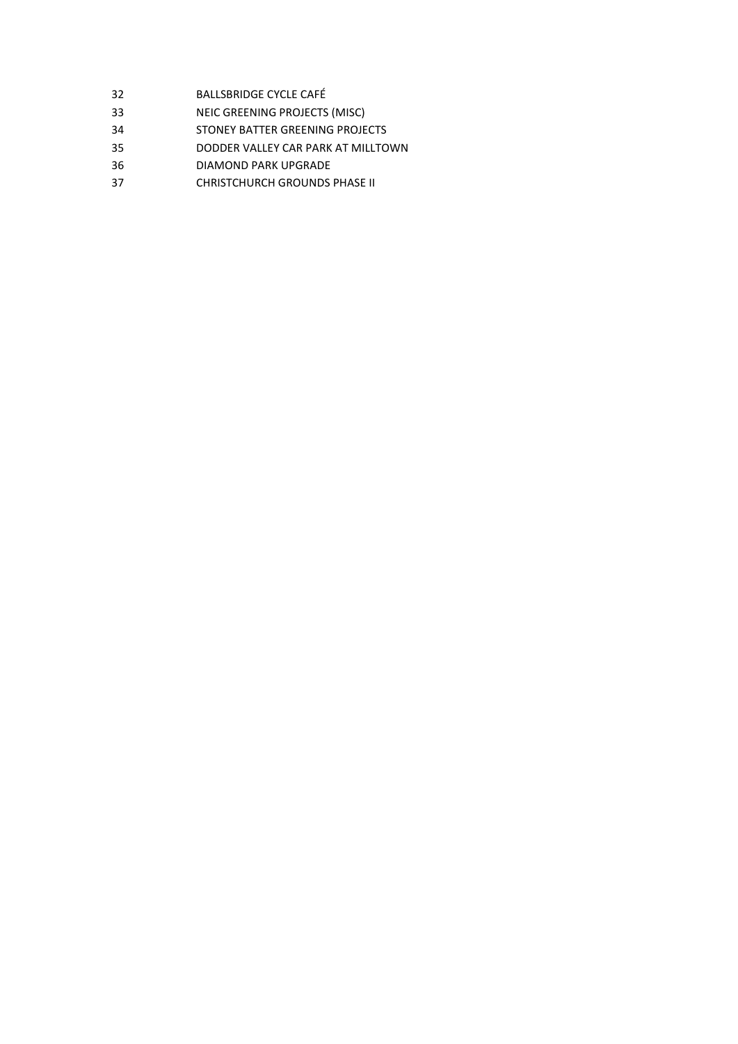| | |
|---|---|
| 32 | BALLSBRIDGE CYCLE CAFÉ |
| 33 | NEIC GREENING PROJECTS (MISC) |
| 34 | STONEY BATTER GREENING PROJECTS |
| 35 | DODDER VALLEY CAR PARK AT MILLTOWN |
| 36 | DIAMOND PARK UPGRADE |
| 37 | CHRISTCHURCH GROUNDS PHASE II |